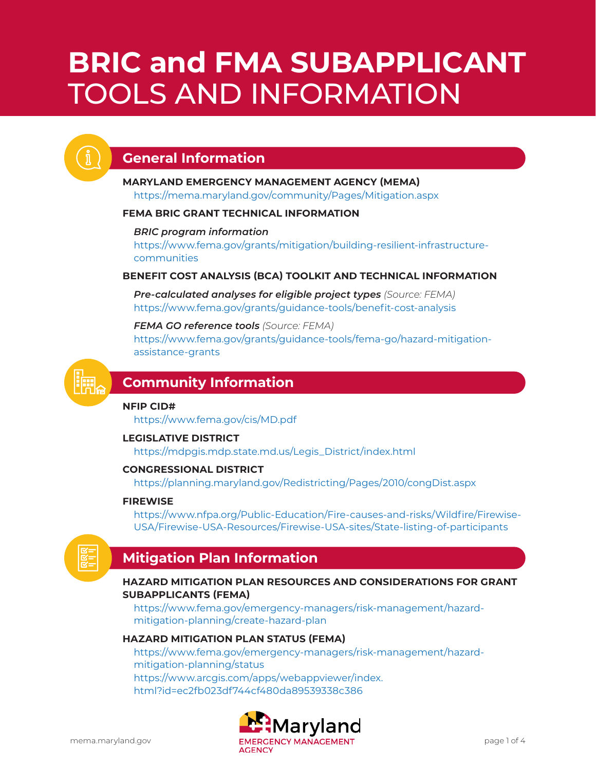# BRIC and FMA SUBAPPLICANT TOOLS AND INFORMATION

## General Information

**MARYLAND EMERGENCY MANAGEMENT AGENCY (MEMA)**

https://mema.maryland.gov/community/Pages/Mitigation.aspx

**FEMA BRIC GRANT TECHNICAL INFORMATION**

*BRIC program information*

https://www.fema.gov/grants/mitigation/building-resilient-infrastructure-communities

**BENEFIT COST ANALYSIS (BCA) TOOLKIT AND TECHNICAL INFORMATION**

***Pre-calculated analyses for eligible project types*** *(Source: FEMA)*

https://www.fema.gov/grants/guidance-tools/benefit-cost-analysis

***FEMA GO reference tools*** *(Source: FEMA)*

https://www.fema.gov/grants/guidance-tools/fema-go/hazard-mitigation-assistance-grants

## Community Information

**NFIP CID#**

https://www.fema.gov/cis/MD.pdf

**LEGISLATIVE DISTRICT**

https://mdpgis.mdp.state.md.us/Legis_District/index.html

**CONGRESSIONAL DISTRICT**

https://planning.maryland.gov/Redistricting/Pages/2010/congDist.aspx

**FIREWISE**

https://www.nfpa.org/Public-Education/Fire-causes-and-risks/Wildfire/Firewise-USA/Firewise-USA-Resources/Firewise-USA-sites/State-listing-of-participants

## Mitigation Plan Information

**HAZARD MITIGATION PLAN RESOURCES AND CONSIDERATIONS FOR GRANT SUBAPPLICANTS (FEMA)**

https://www.fema.gov/emergency-managers/risk-management/hazard-mitigation-planning/create-hazard-plan

**HAZARD MITIGATION PLAN STATUS (FEMA)**

https://www.fema.gov/emergency-managers/risk-management/hazard-mitigation-planning/status

https://www.arcgis.com/apps/webappviewer/index.html?id=ec2fb023df744cf480da89539338c386

mema.maryland.gov

Maryland EMERGENCY MANAGEMENT AGENCY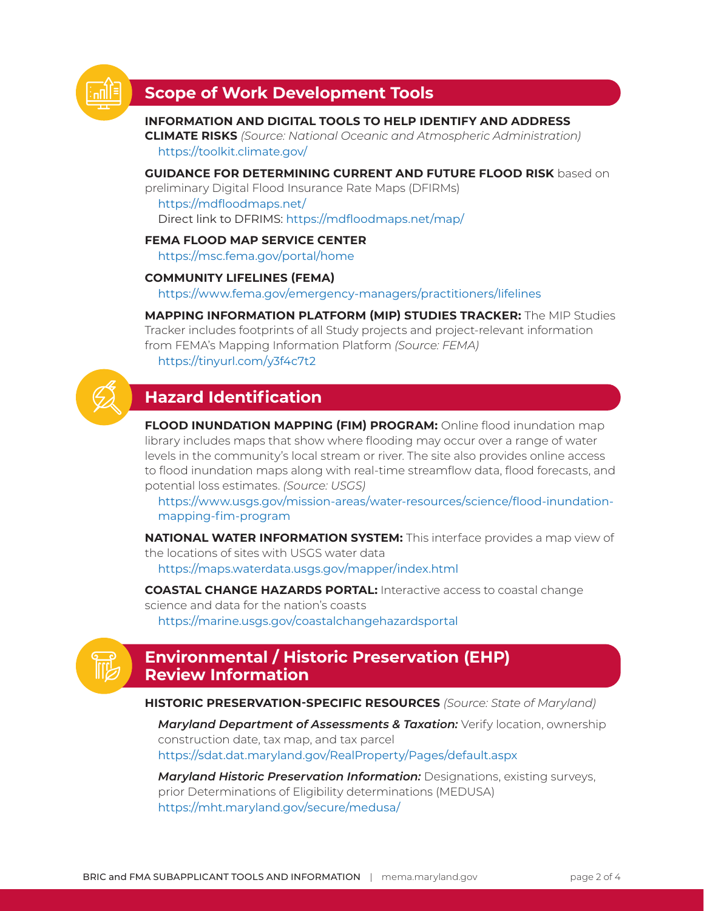## Scope of Work Development Tools

**INFORMATION AND DIGITAL TOOLS TO HELP IDENTIFY AND ADDRESS CLIMATE RISKS** *(Source: National Oceanic and Atmospheric Administration)*
https://toolkit.climate.gov/

**GUIDANCE FOR DETERMINING CURRENT AND FUTURE FLOOD RISK** based on preliminary Digital Flood Insurance Rate Maps (DFIRMs)
https://mdfloodmaps.net/
Direct link to DFRIMS: https://mdfloodmaps.net/map/

**FEMA FLOOD MAP SERVICE CENTER**
https://msc.fema.gov/portal/home

**COMMUNITY LIFELINES (FEMA)**
https://www.fema.gov/emergency-managers/practitioners/lifelines

**MAPPING INFORMATION PLATFORM (MIP) STUDIES TRACKER:** The MIP Studies Tracker includes footprints of all Study projects and project-relevant information from FEMA's Mapping Information Platform *(Source: FEMA)*
https://tinyurl.com/y3f4c7t2

## Hazard Identification

**FLOOD INUNDATION MAPPING (FIM) PROGRAM:** Online flood inundation map library includes maps that show where flooding may occur over a range of water levels in the community's local stream or river. The site also provides online access to flood inundation maps along with real-time streamflow data, flood forecasts, and potential loss estimates. *(Source: USGS)*
https://www.usgs.gov/mission-areas/water-resources/science/flood-inundation-mapping-fim-program

**NATIONAL WATER INFORMATION SYSTEM:** This interface provides a map view of the locations of sites with USGS water data
https://maps.waterdata.usgs.gov/mapper/index.html

**COASTAL CHANGE HAZARDS PORTAL:** Interactive access to coastal change science and data for the nation's coasts
https://marine.usgs.gov/coastalchangehazardsportal

## Environmental / Historic Preservation (EHP) Review Information

**HISTORIC PRESERVATION-SPECIFIC RESOURCES** *(Source: State of Maryland)*

***Maryland Department of Assessments & Taxation:*** Verify location, ownership construction date, tax map, and tax parcel
https://sdat.dat.maryland.gov/RealProperty/Pages/default.aspx

***Maryland Historic Preservation Information:*** Designations, existing surveys, prior Determinations of Eligibility determinations (MEDUSA)
https://mht.maryland.gov/secure/medusa/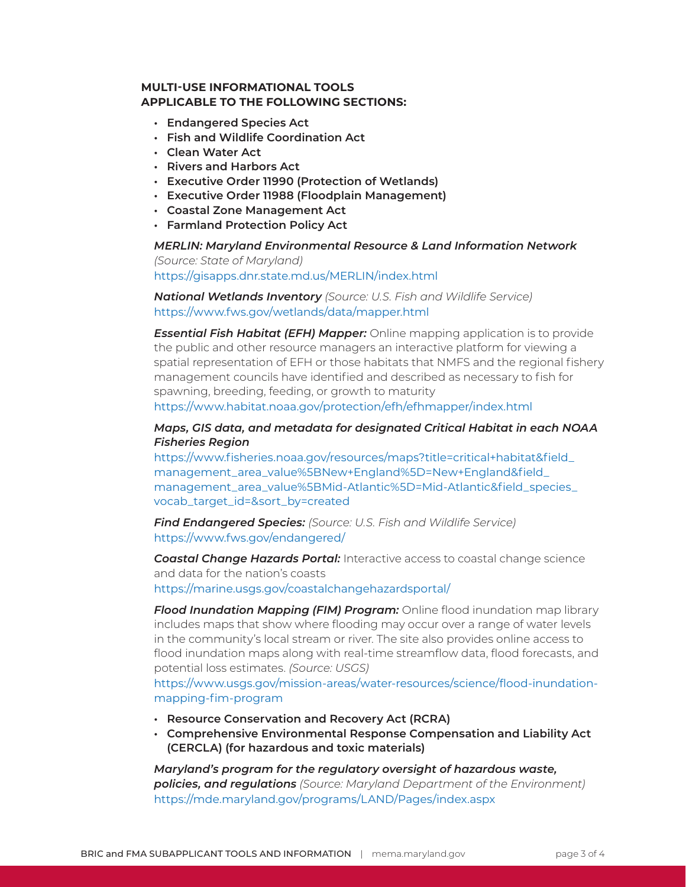**MULTI-USE INFORMATIONAL TOOLS APPLICABLE TO THE FOLLOWING SECTIONS:**

- **Endangered Species Act**
- **Fish and Wildlife Coordination Act**
- **Clean Water Act**
- **Rivers and Harbors Act**
- **Executive Order 11990 (Protection of Wetlands)**
- **Executive Order 11988 (Floodplain Management)**
- **Coastal Zone Management Act**
- **Farmland Protection Policy Act**

***MERLIN: Maryland Environmental Resource & Land Information Network*** *(Source: State of Maryland)*
https://gisapps.dnr.state.md.us/MERLIN/index.html

***National Wetlands Inventory*** *(Source: U.S. Fish and Wildlife Service)*
https://www.fws.gov/wetlands/data/mapper.html

***Essential Fish Habitat (EFH) Mapper:*** Online mapping application is to provide the public and other resource managers an interactive platform for viewing a spatial representation of EFH or those habitats that NMFS and the regional fishery management councils have identified and described as necessary to fish for spawning, breeding, feeding, or growth to maturity
https://www.habitat.noaa.gov/protection/efh/efhmapper/index.html

***Maps, GIS data, and metadata for designated Critical Habitat in each NOAA Fisheries Region***
https://www.fisheries.noaa.gov/resources/maps?title=critical+habitat&field_management_area_value%5BNew+England%5D=New+England&field_management_area_value%5BMid-Atlantic%5D=Mid-Atlantic&field_species_vocab_target_id=&sort_by=created

***Find Endangered Species:*** *(Source: U.S. Fish and Wildlife Service)*
https://www.fws.gov/endangered/

***Coastal Change Hazards Portal:*** Interactive access to coastal change science and data for the nation's coasts
https://marine.usgs.gov/coastalchangehazardsportal/

***Flood Inundation Mapping (FIM) Program:*** Online flood inundation map library includes maps that show where flooding may occur over a range of water levels in the community's local stream or river. The site also provides online access to flood inundation maps along with real-time streamflow data, flood forecasts, and potential loss estimates. *(Source: USGS)*
https://www.usgs.gov/mission-areas/water-resources/science/flood-inundation-mapping-fim-program

- **Resource Conservation and Recovery Act (RCRA)**
- **Comprehensive Environmental Response Compensation and Liability Act (CERCLA) (for hazardous and toxic materials)**

***Maryland's program for the regulatory oversight of hazardous waste, policies, and regulations*** *(Source: Maryland Department of the Environment)*
https://mde.maryland.gov/programs/LAND/Pages/index.aspx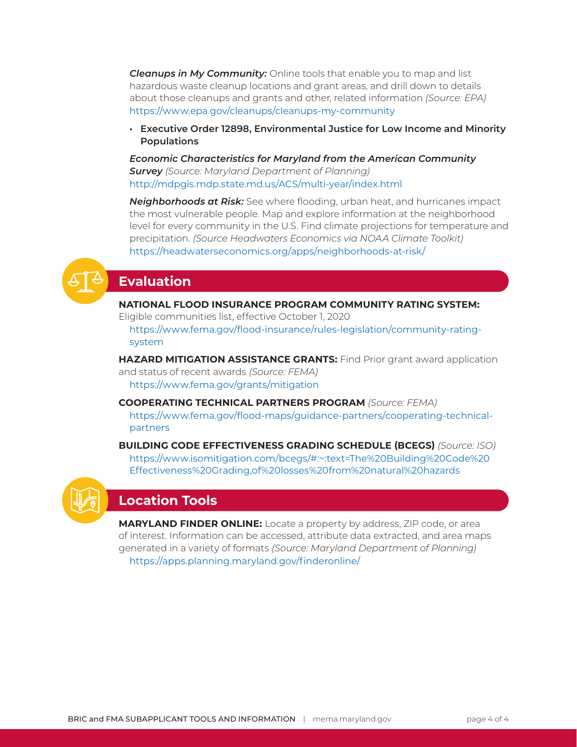***Cleanups in My Community:*** Online tools that enable you to map and list hazardous waste cleanup locations and grant areas, and drill down to details about those cleanups and grants and other, related information *(Source: EPA)*
https://www.epa.gov/cleanups/cleanups-my-community

- **Executive Order 12898, Environmental Justice for Low Income and Minority Populations**

***Economic Characteristics for Maryland from the American Community Survey*** *(Source: Maryland Department of Planning)*
http://mdpgis.mdp.state.md.us/ACS/multi-year/index.html

***Neighborhoods at Risk:*** See where flooding, urban heat, and hurricanes impact the most vulnerable people. Map and explore information at the neighborhood level for every community in the U.S. Find climate projections for temperature and precipitation. *(Source Headwaters Economics via NOAA Climate Toolkit)*
https://headwaterseconomics.org/apps/neighborhoods-at-risk/

## Evaluation

**NATIONAL FLOOD INSURANCE PROGRAM COMMUNITY RATING SYSTEM:** Eligible communities list, effective October 1, 2020
https://www.fema.gov/flood-insurance/rules-legislation/community-rating-system

**HAZARD MITIGATION ASSISTANCE GRANTS:** Find Prior grant award application and status of recent awards *(Source: FEMA)*
https://www.fema.gov/grants/mitigation

**COOPERATING TECHNICAL PARTNERS PROGRAM** *(Source: FEMA)*
https://www.fema.gov/flood-maps/guidance-partners/cooperating-technical-partners

**BUILDING CODE EFFECTIVENESS GRADING SCHEDULE (BCEGS)** *(Source: ISO)*
https://www.isomitigation.com/bcegs/#:~:text=The%20Building%20Code%20Effectiveness%20Grading,of%20losses%20from%20natural%20hazards

## Location Tools

**MARYLAND FINDER ONLINE:** Locate a property by address, ZIP code, or area of interest. Information can be accessed, attribute data extracted, and area maps generated in a variety of formats *(Source: Maryland Department of Planning)*
https://apps.planning.maryland.gov/finderonline/